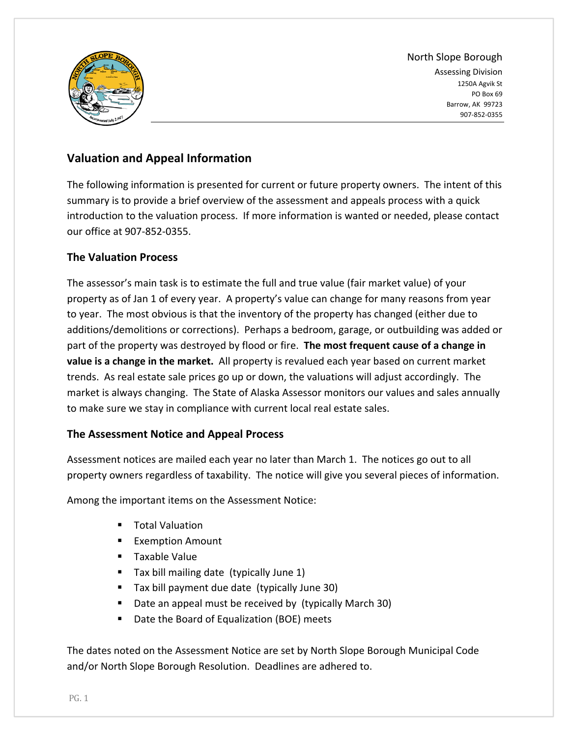North Slope Borough
Assessing Division
1250A Agvik St
PO Box 69
Barrow, AK 99723
907-852-0355

## Valuation and Appeal Information

The following information is presented for current or future property owners. The intent of this summary is to provide a brief overview of the assessment and appeals process with a quick introduction to the valuation process. If more information is wanted or needed, please contact our office at 907-852-0355.

### The Valuation Process

The assessor's main task is to estimate the full and true value (fair market value) of your property as of Jan 1 of every year. A property's value can change for many reasons from year to year. The most obvious is that the inventory of the property has changed (either due to additions/demolitions or corrections). Perhaps a bedroom, garage, or outbuilding was added or part of the property was destroyed by flood or fire. **The most frequent cause of a change in value is a change in the market.** All property is revalued each year based on current market trends. As real estate sale prices go up or down, the valuations will adjust accordingly. The market is always changing. The State of Alaska Assessor monitors our values and sales annually to make sure we stay in compliance with current local real estate sales.

### The Assessment Notice and Appeal Process

Assessment notices are mailed each year no later than March 1. The notices go out to all property owners regardless of taxability. The notice will give you several pieces of information.

Among the important items on the Assessment Notice:

- Total Valuation
- Exemption Amount
- Taxable Value
- Tax bill mailing date (typically June 1)
- Tax bill payment due date (typically June 30)
- Date an appeal must be received by (typically March 30)
- Date the Board of Equalization (BOE) meets

The dates noted on the Assessment Notice are set by North Slope Borough Municipal Code and/or North Slope Borough Resolution. Deadlines are adhered to.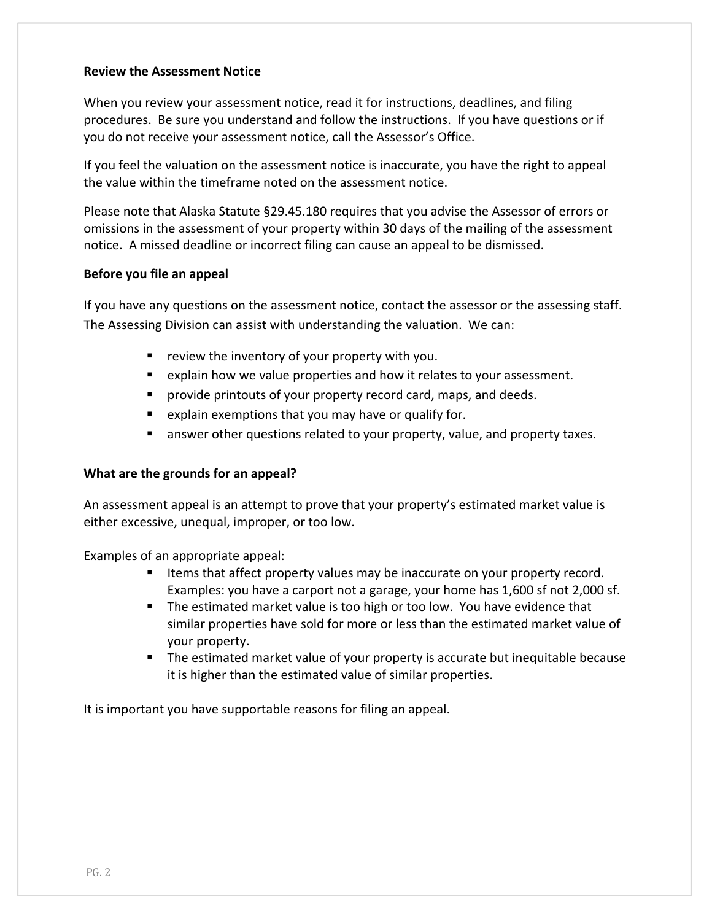## Review the Assessment Notice

When you review your assessment notice, read it for instructions, deadlines, and filing procedures. Be sure you understand and follow the instructions. If you have questions or if you do not receive your assessment notice, call the Assessor's Office.

If you feel the valuation on the assessment notice is inaccurate, you have the right to appeal the value within the timeframe noted on the assessment notice.

Please note that Alaska Statute §29.45.180 requires that you advise the Assessor of errors or omissions in the assessment of your property within 30 days of the mailing of the assessment notice. A missed deadline or incorrect filing can cause an appeal to be dismissed.

## Before you file an appeal

If you have any questions on the assessment notice, contact the assessor or the assessing staff. The Assessing Division can assist with understanding the valuation. We can:

- review the inventory of your property with you.
- explain how we value properties and how it relates to your assessment.
- provide printouts of your property record card, maps, and deeds.
- explain exemptions that you may have or qualify for.
- answer other questions related to your property, value, and property taxes.

## What are the grounds for an appeal?

An assessment appeal is an attempt to prove that your property's estimated market value is either excessive, unequal, improper, or too low.

Examples of an appropriate appeal:

- Items that affect property values may be inaccurate on your property record. Examples: you have a carport not a garage, your home has 1,600 sf not 2,000 sf.
- The estimated market value is too high or too low. You have evidence that similar properties have sold for more or less than the estimated market value of your property.
- The estimated market value of your property is accurate but inequitable because it is higher than the estimated value of similar properties.

It is important you have supportable reasons for filing an appeal.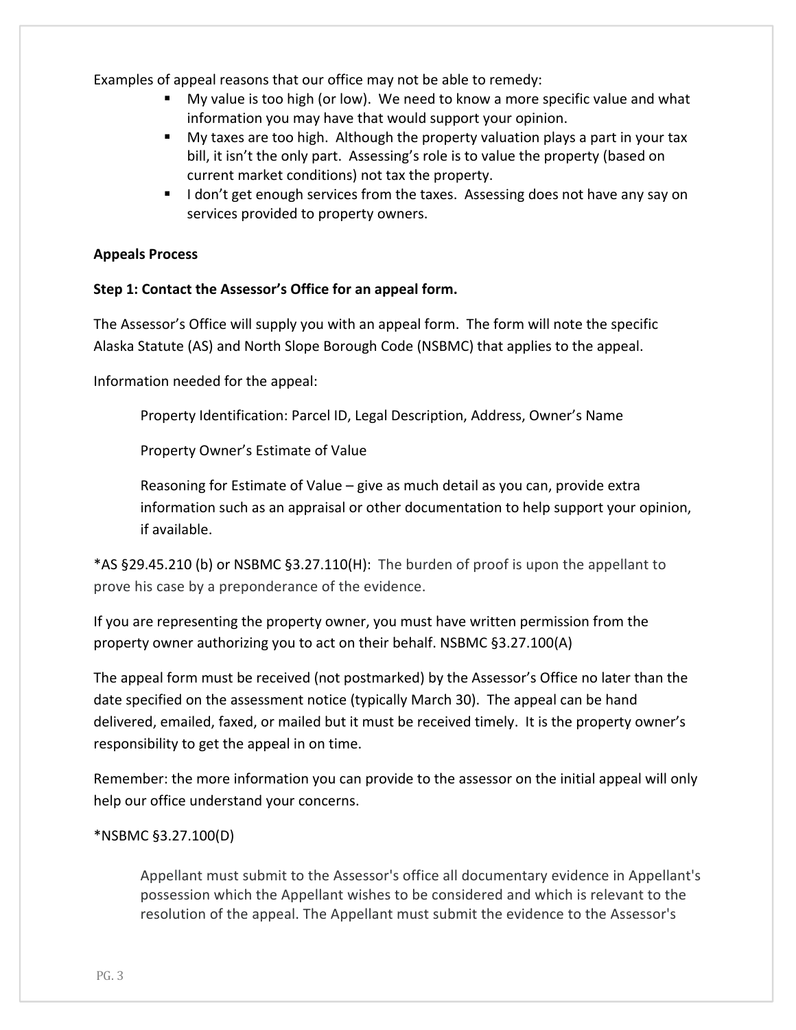Examples of appeal reasons that our office may not be able to remedy:

- My value is too high (or low). We need to know a more specific value and what information you may have that would support your opinion.
- My taxes are too high. Although the property valuation plays a part in your tax bill, it isn't the only part. Assessing's role is to value the property (based on current market conditions) not tax the property.
- I don't get enough services from the taxes. Assessing does not have any say on services provided to property owners.

**Appeals Process**

**Step 1: Contact the Assessor's Office for an appeal form.**

The Assessor's Office will supply you with an appeal form. The form will note the specific Alaska Statute (AS) and North Slope Borough Code (NSBMC) that applies to the appeal.

Information needed for the appeal:

> Property Identification: Parcel ID, Legal Description, Address, Owner's Name
>
> Property Owner's Estimate of Value
>
> Reasoning for Estimate of Value – give as much detail as you can, provide extra information such as an appraisal or other documentation to help support your opinion, if available.

*AS §29.45.210 (b) or NSBMC §3.27.110(H): The burden of proof is upon the appellant to prove his case by a preponderance of the evidence.

If you are representing the property owner, you must have written permission from the property owner authorizing you to act on their behalf. NSBMC §3.27.100(A)

The appeal form must be received (not postmarked) by the Assessor's Office no later than the date specified on the assessment notice (typically March 30). The appeal can be hand delivered, emailed, faxed, or mailed but it must be received timely. It is the property owner's responsibility to get the appeal in on time.

Remember: the more information you can provide to the assessor on the initial appeal will only help our office understand your concerns.

*NSBMC §3.27.100(D)

> Appellant must submit to the Assessor's office all documentary evidence in Appellant's possession which the Appellant wishes to be considered and which is relevant to the resolution of the appeal. The Appellant must submit the evidence to the Assessor's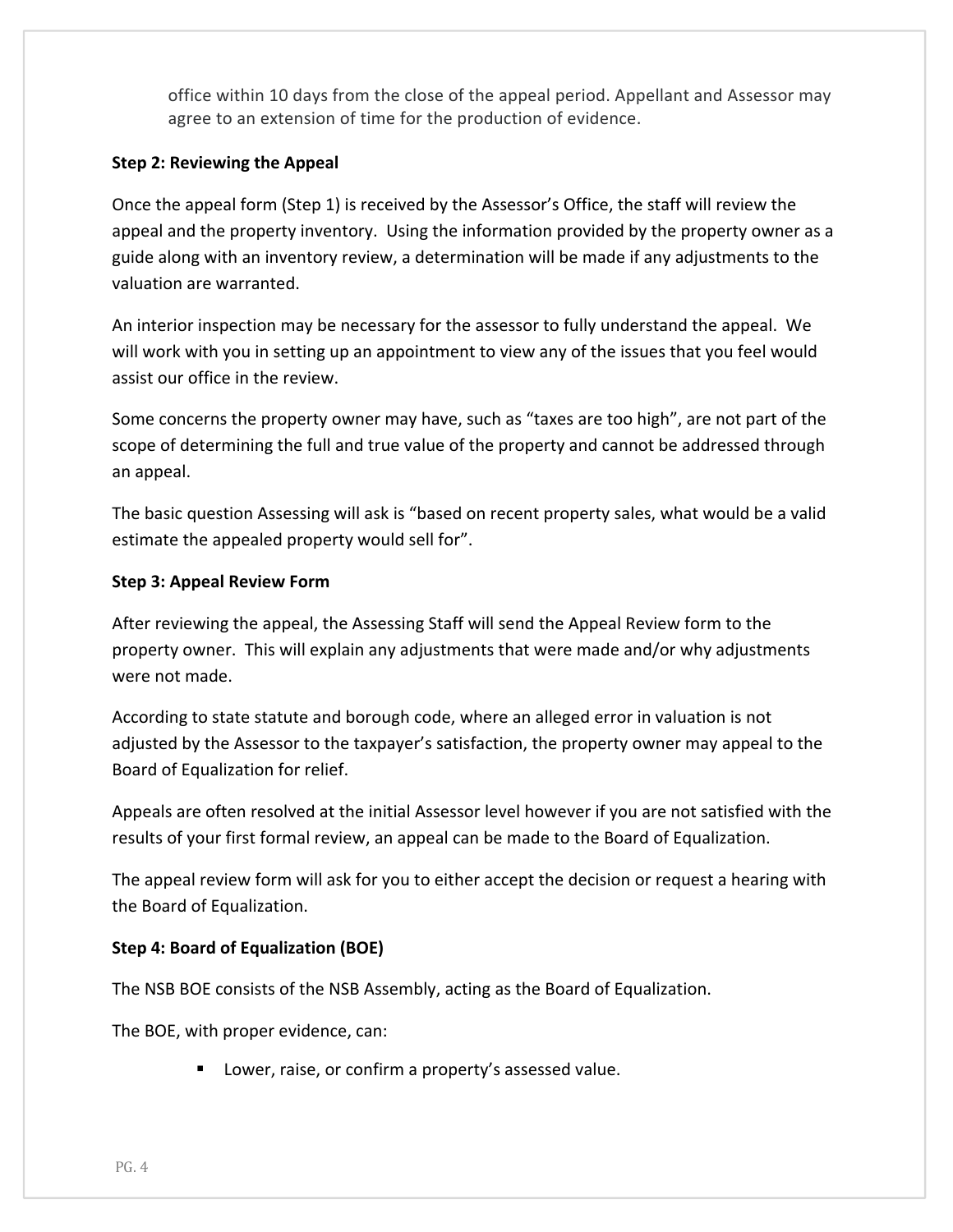office within 10 days from the close of the appeal period. Appellant and Assessor may agree to an extension of time for the production of evidence.

**Step 2: Reviewing the Appeal**

Once the appeal form (Step 1) is received by the Assessor's Office, the staff will review the appeal and the property inventory. Using the information provided by the property owner as a guide along with an inventory review, a determination will be made if any adjustments to the valuation are warranted.

An interior inspection may be necessary for the assessor to fully understand the appeal. We will work with you in setting up an appointment to view any of the issues that you feel would assist our office in the review.

Some concerns the property owner may have, such as "taxes are too high", are not part of the scope of determining the full and true value of the property and cannot be addressed through an appeal.

The basic question Assessing will ask is "based on recent property sales, what would be a valid estimate the appealed property would sell for".

**Step 3: Appeal Review Form**

After reviewing the appeal, the Assessing Staff will send the Appeal Review form to the property owner. This will explain any adjustments that were made and/or why adjustments were not made.

According to state statute and borough code, where an alleged error in valuation is not adjusted by the Assessor to the taxpayer's satisfaction, the property owner may appeal to the Board of Equalization for relief.

Appeals are often resolved at the initial Assessor level however if you are not satisfied with the results of your first formal review, an appeal can be made to the Board of Equalization.

The appeal review form will ask for you to either accept the decision or request a hearing with the Board of Equalization.

**Step 4: Board of Equalization (BOE)**

The NSB BOE consists of the NSB Assembly, acting as the Board of Equalization.

The BOE, with proper evidence, can:

- Lower, raise, or confirm a property's assessed value.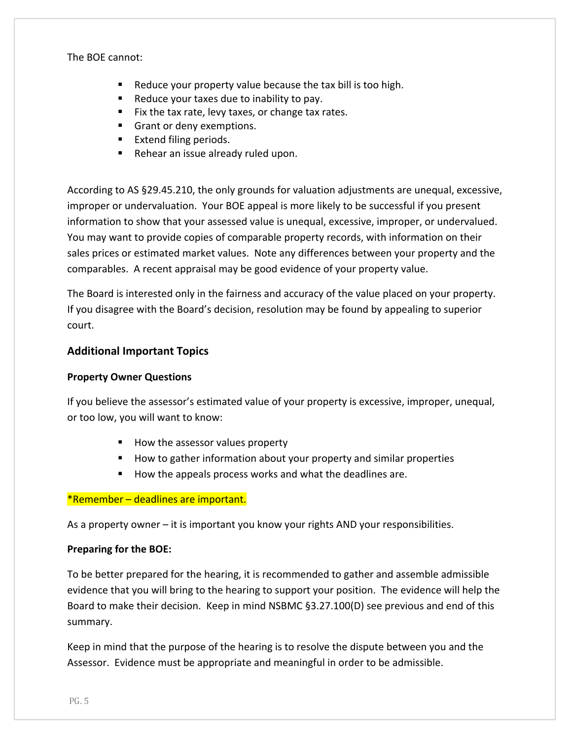The BOE cannot:

- Reduce your property value because the tax bill is too high.
- Reduce your taxes due to inability to pay.
- Fix the tax rate, levy taxes, or change tax rates.
- Grant or deny exemptions.
- Extend filing periods.
- Rehear an issue already ruled upon.

According to AS §29.45.210, the only grounds for valuation adjustments are unequal, excessive, improper or undervaluation. Your BOE appeal is more likely to be successful if you present information to show that your assessed value is unequal, excessive, improper, or undervalued. You may want to provide copies of comparable property records, with information on their sales prices or estimated market values. Note any differences between your property and the comparables. A recent appraisal may be good evidence of your property value.

The Board is interested only in the fairness and accuracy of the value placed on your property. If you disagree with the Board's decision, resolution may be found by appealing to superior court.

## Additional Important Topics

### Property Owner Questions

If you believe the assessor's estimated value of your property is excessive, improper, unequal, or too low, you will want to know:

- How the assessor values property
- How to gather information about your property and similar properties
- How the appeals process works and what the deadlines are.

*Remember – deadlines are important.

As a property owner – it is important you know your rights AND your responsibilities.

### Preparing for the BOE:

To be better prepared for the hearing, it is recommended to gather and assemble admissible evidence that you will bring to the hearing to support your position. The evidence will help the Board to make their decision. Keep in mind NSBMC §3.27.100(D) see previous and end of this summary.

Keep in mind that the purpose of the hearing is to resolve the dispute between you and the Assessor. Evidence must be appropriate and meaningful in order to be admissible.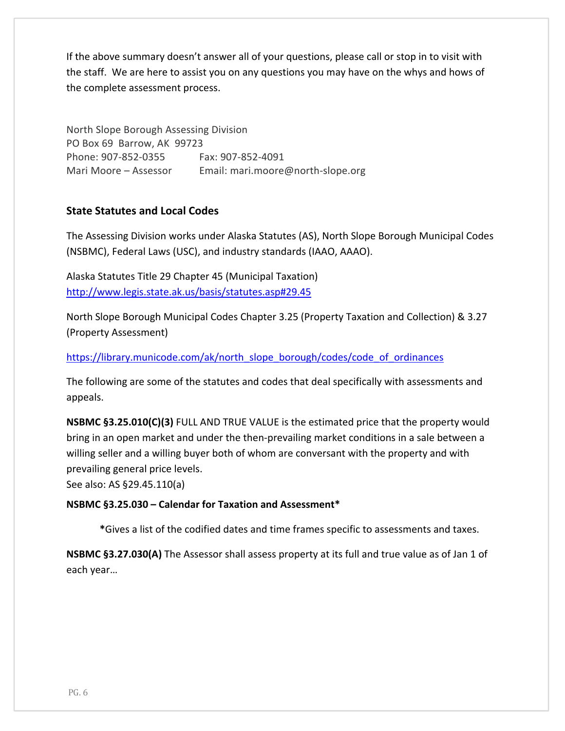If the above summary doesn't answer all of your questions, please call or stop in to visit with the staff. We are here to assist you on any questions you may have on the whys and hows of the complete assessment process.

North Slope Borough Assessing Division
PO Box 69 Barrow, AK 99723
Phone: 907-852-0355 Fax: 907-852-4091
Mari Moore – Assessor Email: mari.moore@north-slope.org

## State Statutes and Local Codes

The Assessing Division works under Alaska Statutes (AS), North Slope Borough Municipal Codes (NSBMC), Federal Laws (USC), and industry standards (IAAO, AAAO).

Alaska Statutes Title 29 Chapter 45 (Municipal Taxation)
http://www.legis.state.ak.us/basis/statutes.asp#29.45

North Slope Borough Municipal Codes Chapter 3.25 (Property Taxation and Collection) & 3.27 (Property Assessment)

https://library.municode.com/ak/north_slope_borough/codes/code_of_ordinances

The following are some of the statutes and codes that deal specifically with assessments and appeals.

**NSBMC §3.25.010(C)(3)** FULL AND TRUE VALUE is the estimated price that the property would bring in an open market and under the then-prevailing market conditions in a sale between a willing seller and a willing buyer both of whom are conversant with the property and with prevailing general price levels.
See also: AS §29.45.110(a)

**NSBMC §3.25.030 – Calendar for Taxation and Assessment***

**\***Gives a list of the codified dates and time frames specific to assessments and taxes.

**NSBMC §3.27.030(A)** The Assessor shall assess property at its full and true value as of Jan 1 of each year…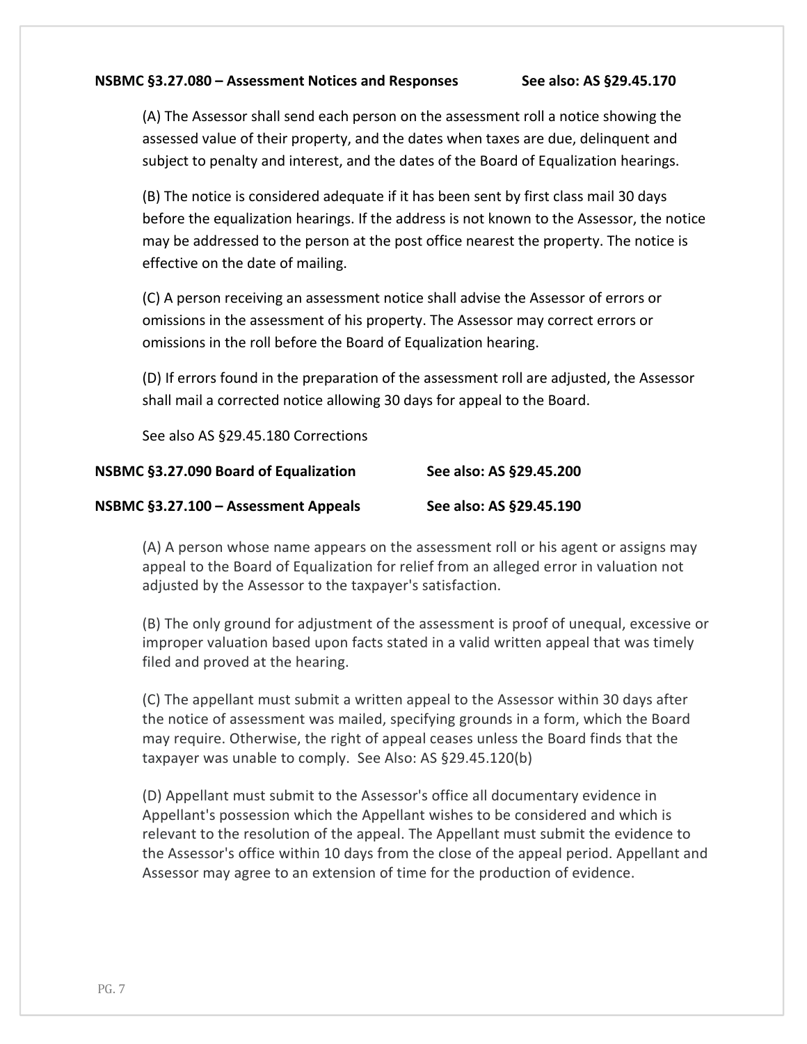**NSBMC §3.27.080 – Assessment Notices and Responses** **See also: AS §29.45.170**

(A) The Assessor shall send each person on the assessment roll a notice showing the assessed value of their property, and the dates when taxes are due, delinquent and subject to penalty and interest, and the dates of the Board of Equalization hearings.

(B) The notice is considered adequate if it has been sent by first class mail 30 days before the equalization hearings. If the address is not known to the Assessor, the notice may be addressed to the person at the post office nearest the property. The notice is effective on the date of mailing.

(C) A person receiving an assessment notice shall advise the Assessor of errors or omissions in the assessment of his property. The Assessor may correct errors or omissions in the roll before the Board of Equalization hearing.

(D) If errors found in the preparation of the assessment roll are adjusted, the Assessor shall mail a corrected notice allowing 30 days for appeal to the Board.

See also AS §29.45.180 Corrections

**NSBMC §3.27.090 Board of Equalization** **See also: AS §29.45.200**

**NSBMC §3.27.100 – Assessment Appeals** **See also: AS §29.45.190**

(A) A person whose name appears on the assessment roll or his agent or assigns may appeal to the Board of Equalization for relief from an alleged error in valuation not adjusted by the Assessor to the taxpayer's satisfaction.

(B) The only ground for adjustment of the assessment is proof of unequal, excessive or improper valuation based upon facts stated in a valid written appeal that was timely filed and proved at the hearing.

(C) The appellant must submit a written appeal to the Assessor within 30 days after the notice of assessment was mailed, specifying grounds in a form, which the Board may require. Otherwise, the right of appeal ceases unless the Board finds that the taxpayer was unable to comply. See Also: AS §29.45.120(b)

(D) Appellant must submit to the Assessor's office all documentary evidence in Appellant's possession which the Appellant wishes to be considered and which is relevant to the resolution of the appeal. The Appellant must submit the evidence to the Assessor's office within 10 days from the close of the appeal period. Appellant and Assessor may agree to an extension of time for the production of evidence.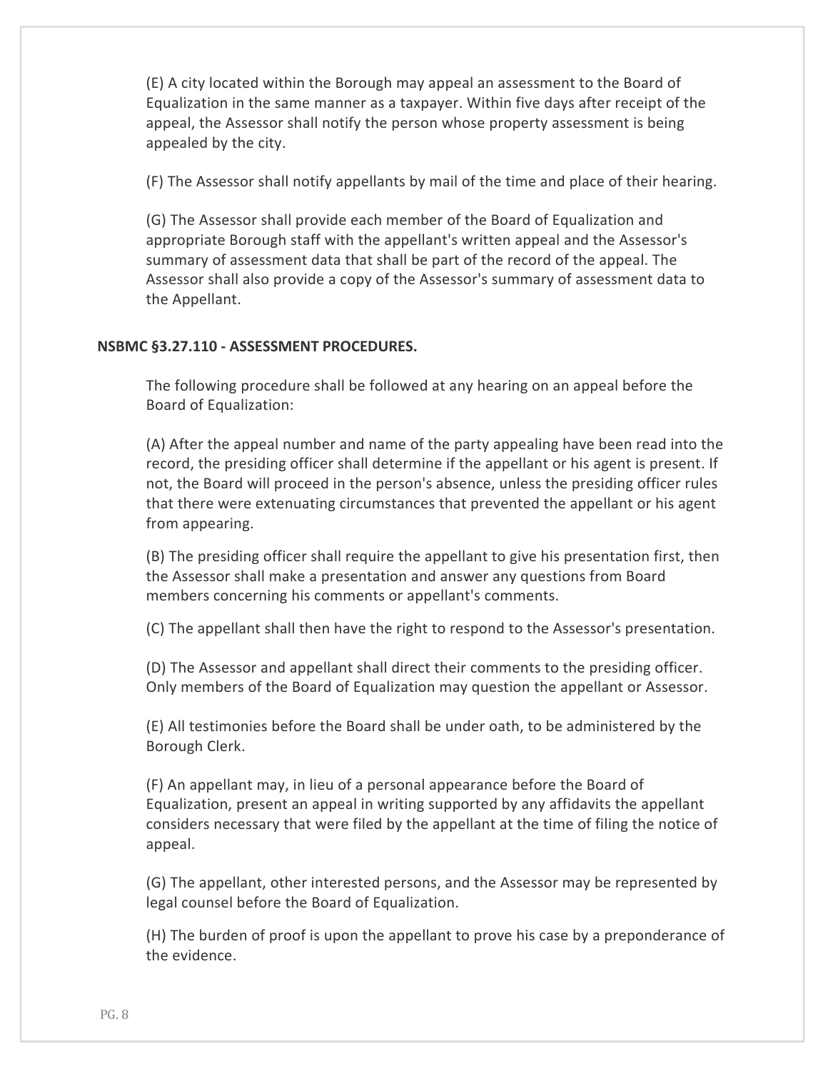(E) A city located within the Borough may appeal an assessment to the Board of Equalization in the same manner as a taxpayer. Within five days after receipt of the appeal, the Assessor shall notify the person whose property assessment is being appealed by the city.

(F) The Assessor shall notify appellants by mail of the time and place of their hearing.

(G) The Assessor shall provide each member of the Board of Equalization and appropriate Borough staff with the appellant's written appeal and the Assessor's summary of assessment data that shall be part of the record of the appeal. The Assessor shall also provide a copy of the Assessor's summary of assessment data to the Appellant.

**NSBMC §3.27.110 - ASSESSMENT PROCEDURES.**

The following procedure shall be followed at any hearing on an appeal before the Board of Equalization:

(A) After the appeal number and name of the party appealing have been read into the record, the presiding officer shall determine if the appellant or his agent is present. If not, the Board will proceed in the person's absence, unless the presiding officer rules that there were extenuating circumstances that prevented the appellant or his agent from appearing.

(B) The presiding officer shall require the appellant to give his presentation first, then the Assessor shall make a presentation and answer any questions from Board members concerning his comments or appellant's comments.

(C) The appellant shall then have the right to respond to the Assessor's presentation.

(D) The Assessor and appellant shall direct their comments to the presiding officer. Only members of the Board of Equalization may question the appellant or Assessor.

(E) All testimonies before the Board shall be under oath, to be administered by the Borough Clerk.

(F) An appellant may, in lieu of a personal appearance before the Board of Equalization, present an appeal in writing supported by any affidavits the appellant considers necessary that were filed by the appellant at the time of filing the notice of appeal.

(G) The appellant, other interested persons, and the Assessor may be represented by legal counsel before the Board of Equalization.

(H) The burden of proof is upon the appellant to prove his case by a preponderance of the evidence.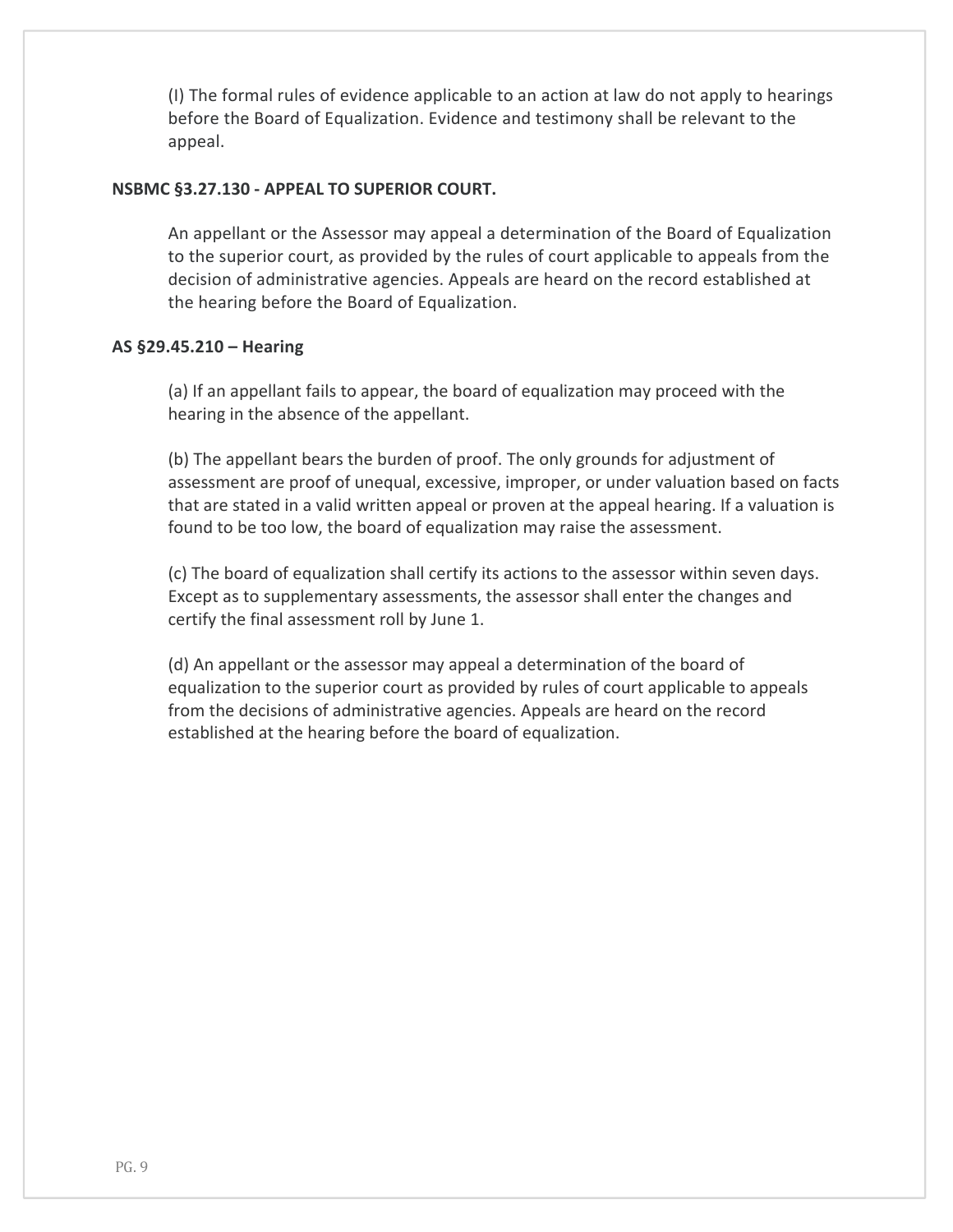(I) The formal rules of evidence applicable to an action at law do not apply to hearings before the Board of Equalization. Evidence and testimony shall be relevant to the appeal.

**NSBMC §3.27.130 - APPEAL TO SUPERIOR COURT.**

An appellant or the Assessor may appeal a determination of the Board of Equalization to the superior court, as provided by the rules of court applicable to appeals from the decision of administrative agencies. Appeals are heard on the record established at the hearing before the Board of Equalization.

**AS §29.45.210 – Hearing**

(a) If an appellant fails to appear, the board of equalization may proceed with the hearing in the absence of the appellant.

(b) The appellant bears the burden of proof. The only grounds for adjustment of assessment are proof of unequal, excessive, improper, or under valuation based on facts that are stated in a valid written appeal or proven at the appeal hearing. If a valuation is found to be too low, the board of equalization may raise the assessment.

(c) The board of equalization shall certify its actions to the assessor within seven days. Except as to supplementary assessments, the assessor shall enter the changes and certify the final assessment roll by June 1.

(d) An appellant or the assessor may appeal a determination of the board of equalization to the superior court as provided by rules of court applicable to appeals from the decisions of administrative agencies. Appeals are heard on the record established at the hearing before the board of equalization.